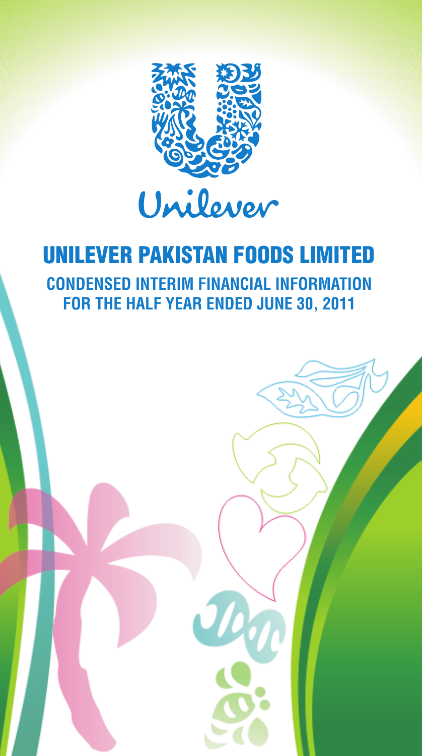Unilever

# UNILEVER PAKISTAN FOODS LIMITED

## CONDENSED INTERIM FINANCIAL INFORMATION FOR THE HALF YEAR ENDED JUNE 30, 2011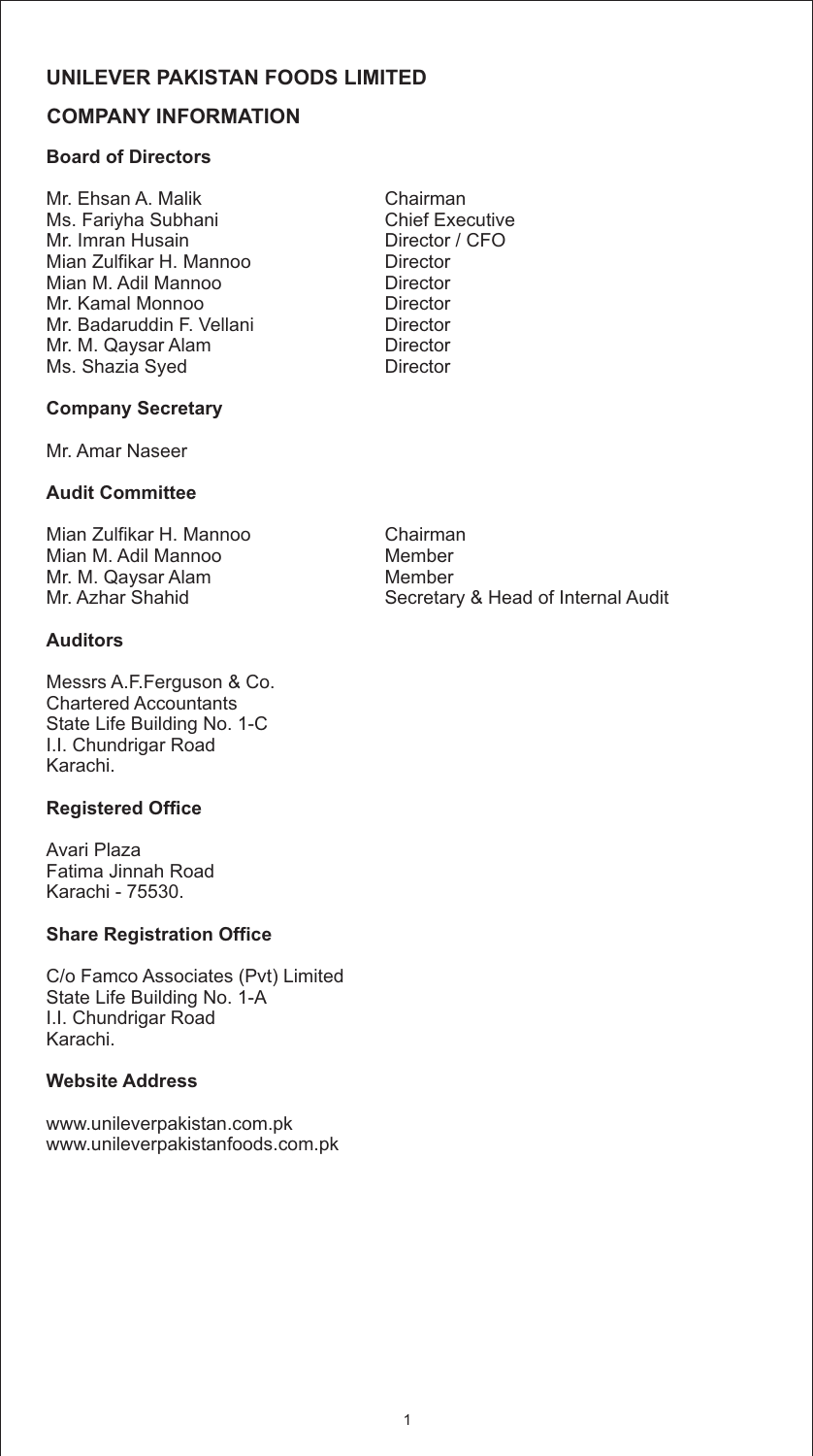# UNILEVER PAKISTAN FOODS LIMITED

## COMPANY INFORMATION

### Board of Directors

| | |
|---|---|
| Mr. Ehsan A. Malik | Chairman |
| Ms. Fariyha Subhani | Chief Executive |
| Mr. Imran Husain | Director / CFO |
| Mian Zulfikar H. Mannoo | Director |
| Mian M. Adil Mannoo | Director |
| Mr. Kamal Monnoo | Director |
| Mr. Badaruddin F. Vellani | Director |
| Mr. M. Qaysar Alam | Director |
| Ms. Shazia Syed | Director |

### Company Secretary

Mr. Amar Naseer

### Audit Committee

| | |
|---|---|
| Mian Zulfikar H. Mannoo | Chairman |
| Mian M. Adil Mannoo | Member |
| Mr. M. Qaysar Alam | Member |
| Mr. Azhar Shahid | Secretary & Head of Internal Audit |

### Auditors

Messrs A.F.Ferguson & Co.
Chartered Accountants
State Life Building No. 1-C
I.I. Chundrigar Road
Karachi.

### Registered Office

Avari Plaza
Fatima Jinnah Road
Karachi - 75530.

### Share Registration Office

C/o Famco Associates (Pvt) Limited
State Life Building No. 1-A
I.I. Chundrigar Road
Karachi.

### Website Address

www.unileverpakistan.com.pk
www.unileverpakistanfoods.com.pk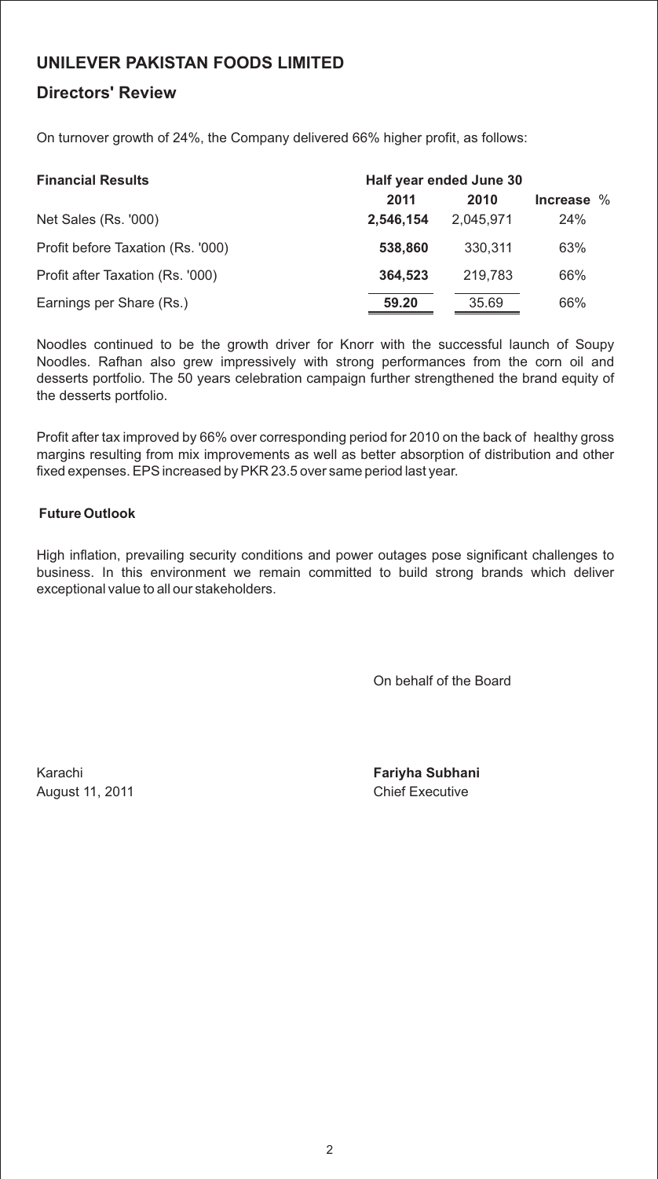# UNILEVER PAKISTAN FOODS LIMITED

## Directors' Review

On turnover growth of 24%, the Company delivered 66% higher profit, as follows:

| **Financial Results** | **Half year ended June 30** | | |
|---|---|---|---|
| | **2011** | **2010** | **Increase %** |
| Net Sales (Rs. '000) | **2,546,154** | 2,045,971 | 24% |
| Profit before Taxation (Rs. '000) | **538,860** | 330,311 | 63% |
| Profit after Taxation (Rs. '000) | **364,523** | 219,783 | 66% |
| Earnings per Share (Rs.) | **59.20** | 35.69 | 66% |

Noodles continued to be the growth driver for Knorr with the successful launch of Soupy Noodles. Rafhan also grew impressively with strong performances from the corn oil and desserts portfolio. The 50 years celebration campaign further strengthened the brand equity of the desserts portfolio.

Profit after tax improved by 66% over corresponding period for 2010 on the back of healthy gross margins resulting from mix improvements as well as better absorption of distribution and other fixed expenses. EPS increased by PKR 23.5 over same period last year.

### Future Outlook

High inflation, prevailing security conditions and power outages pose significant challenges to business. In this environment we remain committed to build strong brands which deliver exceptional value to all our stakeholders.

On behalf of the Board

Karachi
August 11, 2011

**Fariyha Subhani**
Chief Executive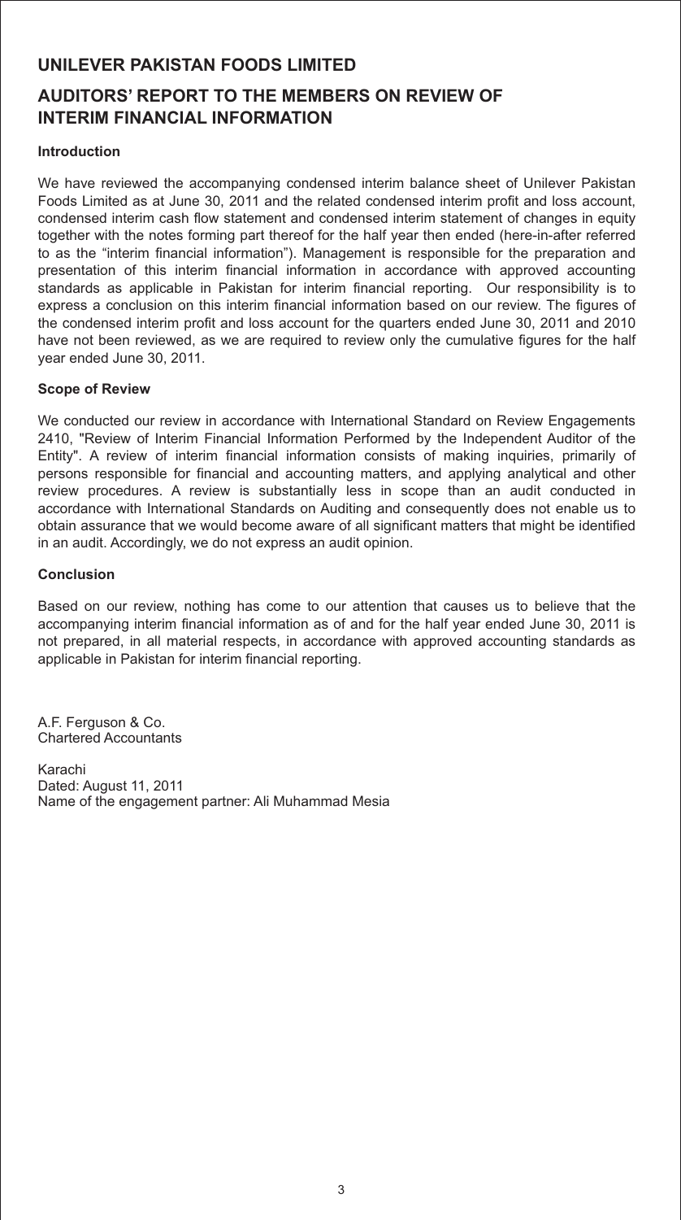# UNILEVER PAKISTAN FOODS LIMITED

## AUDITORS' REPORT TO THE MEMBERS ON REVIEW OF INTERIM FINANCIAL INFORMATION

### Introduction

We have reviewed the accompanying condensed interim balance sheet of Unilever Pakistan Foods Limited as at June 30, 2011 and the related condensed interim profit and loss account, condensed interim cash flow statement and condensed interim statement of changes in equity together with the notes forming part thereof for the half year then ended (here-in-after referred to as the "interim financial information"). Management is responsible for the preparation and presentation of this interim financial information in accordance with approved accounting standards as applicable in Pakistan for interim financial reporting. Our responsibility is to express a conclusion on this interim financial information based on our review. The figures of the condensed interim profit and loss account for the quarters ended June 30, 2011 and 2010 have not been reviewed, as we are required to review only the cumulative figures for the half year ended June 30, 2011.

### Scope of Review

We conducted our review in accordance with International Standard on Review Engagements 2410, "Review of Interim Financial Information Performed by the Independent Auditor of the Entity". A review of interim financial information consists of making inquiries, primarily of persons responsible for financial and accounting matters, and applying analytical and other review procedures. A review is substantially less in scope than an audit conducted in accordance with International Standards on Auditing and consequently does not enable us to obtain assurance that we would become aware of all significant matters that might be identified in an audit. Accordingly, we do not express an audit opinion.

### Conclusion

Based on our review, nothing has come to our attention that causes us to believe that the accompanying interim financial information as of and for the half year ended June 30, 2011 is not prepared, in all material respects, in accordance with approved accounting standards as applicable in Pakistan for interim financial reporting.

A.F. Ferguson & Co.
Chartered Accountants

Karachi
Dated: August 11, 2011
Name of the engagement partner: Ali Muhammad Mesia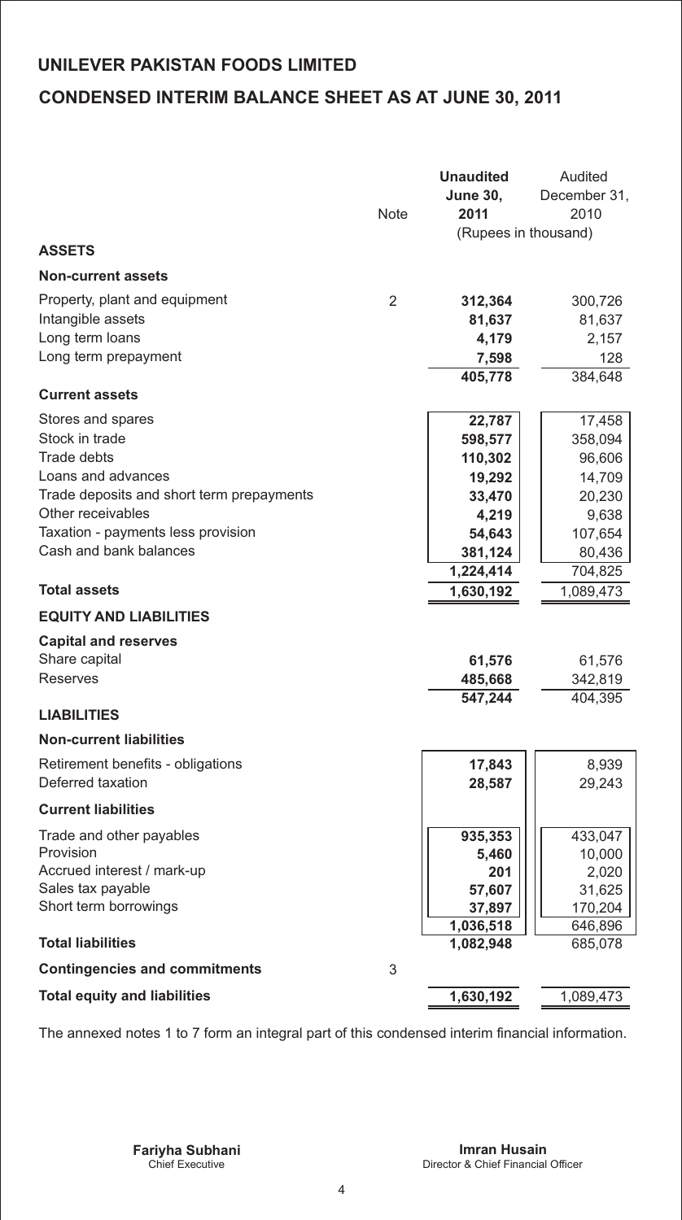## UNILEVER PAKISTAN FOODS LIMITED

## CONDENSED INTERIM BALANCE SHEET AS AT JUNE 30, 2011

| | Note | **Unaudited June 30, 2011** | Audited December 31, 2010 |
|---|---|---|---|
| | | (Rupees in thousand) | |
| **ASSETS** | | | |
| **Non-current assets** | | | |
| Property, plant and equipment | 2 | **312,364** | 300,726 |
| Intangible assets | | **81,637** | 81,637 |
| Long term loans | | **4,179** | 2,157 |
| Long term prepayment | | **7,598** | 128 |
| | | **405,778** | 384,648 |
| **Current assets** | | | |
| Stores and spares | | **22,787** | 17,458 |
| Stock in trade | | **598,577** | 358,094 |
| Trade debts | | **110,302** | 96,606 |
| Loans and advances | | **19,292** | 14,709 |
| Trade deposits and short term prepayments | | **33,470** | 20,230 |
| Other receivables | | **4,219** | 9,638 |
| Taxation - payments less provision | | **54,643** | 107,654 |
| Cash and bank balances | | **381,124** | 80,436 |
| | | **1,224,414** | 704,825 |
| **Total assets** | | **1,630,192** | 1,089,473 |
| **EQUITY AND LIABILITIES** | | | |
| **Capital and reserves** | | | |
| Share capital | | **61,576** | 61,576 |
| Reserves | | **485,668** | 342,819 |
| | | **547,244** | 404,395 |
| **LIABILITIES** | | | |
| **Non-current liabilities** | | | |
| Retirement benefits - obligations | | **17,843** | 8,939 |
| Deferred taxation | | **28,587** | 29,243 |
| **Current liabilities** | | | |
| Trade and other payables | | **935,353** | 433,047 |
| Provision | | **5,460** | 10,000 |
| Accrued interest / mark-up | | **201** | 2,020 |
| Sales tax payable | | **57,607** | 31,625 |
| Short term borrowings | | **37,897** | 170,204 |
| | | **1,036,518** | 646,896 |
| **Total liabilities** | | **1,082,948** | 685,078 |
| **Contingencies and commitments** | 3 | | |
| **Total equity and liabilities** | | **1,630,192** | 1,089,473 |

The annexed notes 1 to 7 form an integral part of this condensed interim financial information.

**Fariyha Subhani**
Chief Executive

**Imran Husain**
Director & Chief Financial Officer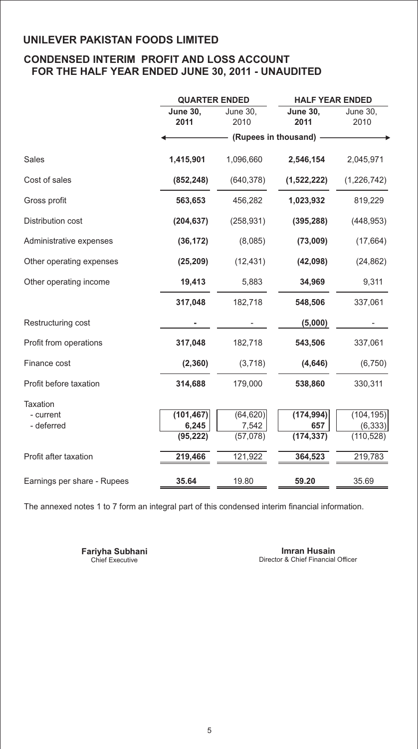# UNILEVER PAKISTAN FOODS LIMITED

## CONDENSED INTERIM PROFIT AND LOSS ACCOUNT FOR THE HALF YEAR ENDED JUNE 30, 2011 - UNAUDITED

| | QUARTER ENDED | | HALF YEAR ENDED | |
|---|---|---|---|---|
| | **June 30, 2011** | June 30, 2010 | **June 30, 2011** | June 30, 2010 |
| | (Rupees in thousand) | | | |
| Sales | **1,415,901** | 1,096,660 | **2,546,154** | 2,045,971 |
| Cost of sales | **(852,248)** | (640,378) | **(1,522,222)** | (1,226,742) |
| Gross profit | **563,653** | 456,282 | **1,023,932** | 819,229 |
| Distribution cost | **(204,637)** | (258,931) | **(395,288)** | (448,953) |
| Administrative expenses | **(36,172)** | (8,085) | **(73,009)** | (17,664) |
| Other operating expenses | **(25,209)** | (12,431) | **(42,098)** | (24,862) |
| Other operating income | **19,413** | 5,883 | **34,969** | 9,311 |
| | **317,048** | 182,718 | **548,506** | 337,061 |
| Restructuring cost | **-** | - | **(5,000)** | - |
| Profit from operations | **317,048** | 182,718 | **543,506** | 337,061 |
| Finance cost | **(2,360)** | (3,718) | **(4,646)** | (6,750) |
| Profit before taxation | **314,688** | 179,000 | **538,860** | 330,311 |
| Taxation | | | | |
| - current | **(101,467)** | (64,620) | **(174,994)** | (104,195) |
| - deferred | **6,245** | 7,542 | **657** | (6,333) |
| | **(95,222)** | (57,078) | **(174,337)** | (110,528) |
| Profit after taxation | **219,466** | 121,922 | **364,523** | 219,783 |
| Earnings per share - Rupees | **35.64** | 19.80 | **59.20** | 35.69 |

The annexed notes 1 to 7 form an integral part of this condensed interim financial information.

**Fariyha Subhani**
Chief Executive

**Imran Husain**
Director & Chief Financial Officer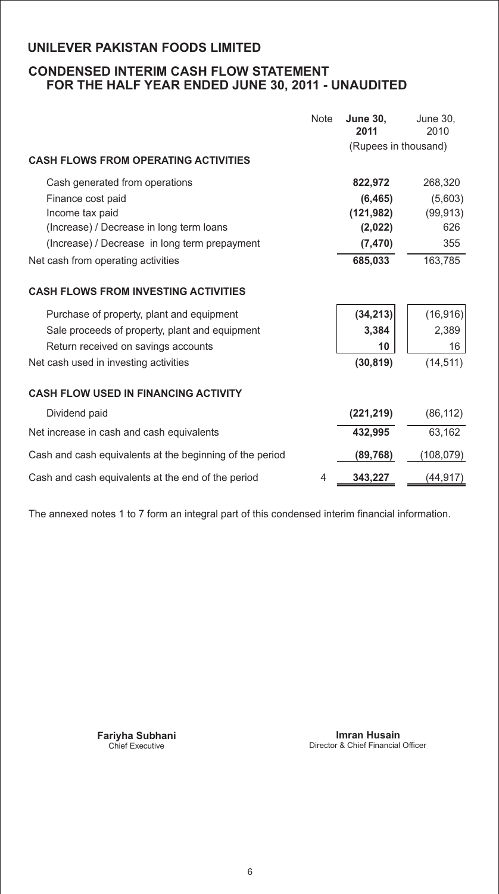# UNILEVER PAKISTAN FOODS LIMITED

## CONDENSED INTERIM CASH FLOW STATEMENT FOR THE HALF YEAR ENDED JUNE 30, 2011 - UNAUDITED

| | Note | **June 30, 2011** | June 30, 2010 |
|---|---|---|---|
| | | (Rupees in thousand) | |
| **CASH FLOWS FROM OPERATING ACTIVITIES** | | | |
| Cash generated from operations | | **822,972** | 268,320 |
| Finance cost paid | | **(6,465)** | (5,603) |
| Income tax paid | | **(121,982)** | (99,913) |
| (Increase) / Decrease in long term loans | | **(2,022)** | 626 |
| (Increase) / Decrease in long term prepayment | | **(7,470)** | 355 |
| Net cash from operating activities | | **685,033** | 163,785 |
| **CASH FLOWS FROM INVESTING ACTIVITIES** | | | |
| Purchase of property, plant and equipment | | **(34,213)** | (16,916) |
| Sale proceeds of property, plant and equipment | | **3,384** | 2,389 |
| Return received on savings accounts | | **10** | 16 |
| Net cash used in investing activities | | **(30,819)** | (14,511) |
| **CASH FLOW USED IN FINANCING ACTIVITY** | | | |
| Dividend paid | | **(221,219)** | (86,112) |
| Net increase in cash and cash equivalents | | **432,995** | 63,162 |
| Cash and cash equivalents at the beginning of the period | | **(89,768)** | (108,079) |
| Cash and cash equivalents at the end of the period | 4 | **343,227** | (44,917) |

The annexed notes 1 to 7 form an integral part of this condensed interim financial information.

**Fariyha Subhani**
Chief Executive

**Imran Husain**
Director & Chief Financial Officer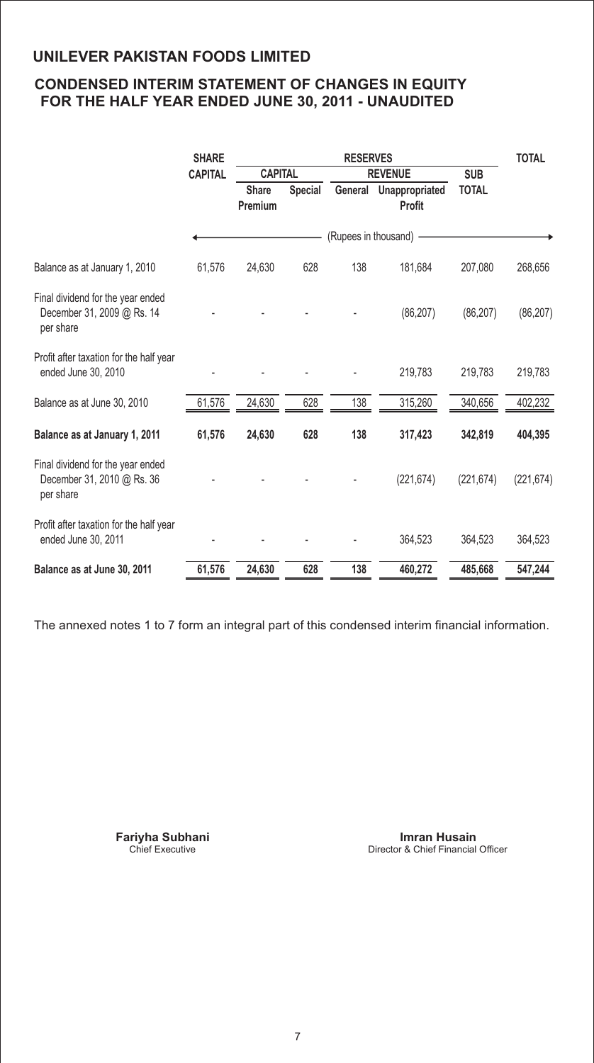# UNILEVER PAKISTAN FOODS LIMITED

## CONDENSED INTERIM STATEMENT OF CHANGES IN EQUITY FOR THE HALF YEAR ENDED JUNE 30, 2011 - UNAUDITED

| | SHARE CAPITAL | RESERVES | | | | | TOTAL |
|---|---|---|---|---|---|---|---|
| | | CAPITAL | | REVENUE | | SUB TOTAL | |
| | | Share Premium | Special | General | Unappropriated Profit | | |
| | (Rupees in thousand) | | | | | | |
| Balance as at January 1, 2010 | 61,576 | 24,630 | 628 | 138 | 181,684 | 207,080 | 268,656 |
| Final dividend for the year ended December 31, 2009 @ Rs. 14 per share | - | - | - | - | (86,207) | (86,207) | (86,207) |
| Profit after taxation for the half year ended June 30, 2010 | - | - | - | - | 219,783 | 219,783 | 219,783 |
| Balance as at June 30, 2010 | 61,576 | 24,630 | 628 | 138 | 315,260 | 340,656 | 402,232 |
| **Balance as at January 1, 2011** | **61,576** | **24,630** | **628** | **138** | **317,423** | **342,819** | **404,395** |
| Final dividend for the year ended December 31, 2010 @ Rs. 36 per share | - | - | - | - | (221,674) | (221,674) | (221,674) |
| Profit after taxation for the half year ended June 30, 2011 | - | - | - | - | 364,523 | 364,523 | 364,523 |
| **Balance as at June 30, 2011** | **61,576** | **24,630** | **628** | **138** | **460,272** | **485,668** | **547,244** |

The annexed notes 1 to 7 form an integral part of this condensed interim financial information.

**Fariyha Subhani**
Chief Executive

**Imran Husain**
Director & Chief Financial Officer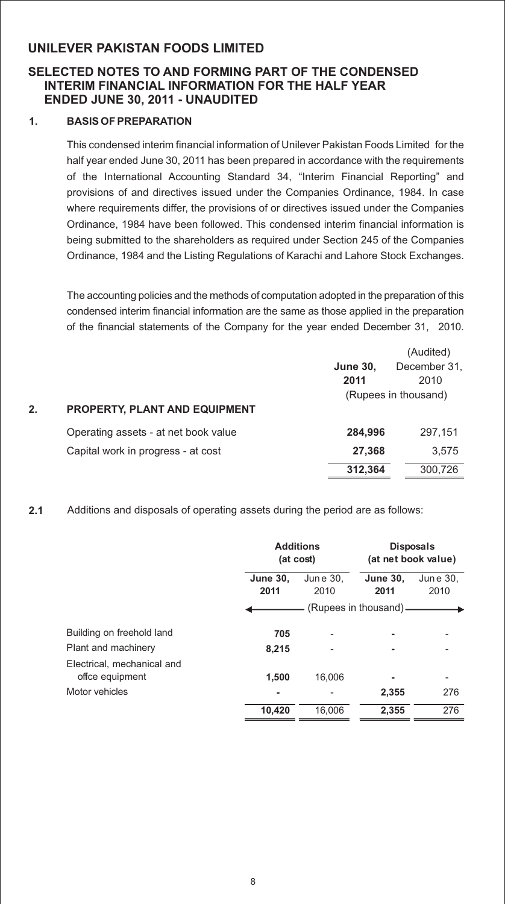# UNILEVER PAKISTAN FOODS LIMITED

## SELECTED NOTES TO AND FORMING PART OF THE CONDENSED INTERIM FINANCIAL INFORMATION FOR THE HALF YEAR ENDED JUNE 30, 2011 - UNAUDITED

### 1. BASIS OF PREPARATION

This condensed interim financial information of Unilever Pakistan Foods Limited for the half year ended June 30, 2011 has been prepared in accordance with the requirements of the International Accounting Standard 34, "Interim Financial Reporting" and provisions of and directives issued under the Companies Ordinance, 1984. In case where requirements differ, the provisions of or directives issued under the Companies Ordinance, 1984 have been followed. This condensed interim financial information is being submitted to the shareholders as required under Section 245 of the Companies Ordinance, 1984 and the Listing Regulations of Karachi and Lahore Stock Exchanges.

The accounting policies and the methods of computation adopted in the preparation of this condensed interim financial information are the same as those applied in the preparation of the financial statements of the Company for the year ended December 31, 2010.

### 2. PROPERTY, PLANT AND EQUIPMENT

| | June 30, 2011 | (Audited) December 31, 2010 |
|---|---|---|
| | (Rupees in thousand) | |
| Operating assets - at net book value | **284,996** | 297,151 |
| Capital work in progress - at cost | **27,368** | 3,575 |
| | **312,364** | 300,726 |

**2.1** Additions and disposals of operating assets during the period are as follows:

| | Additions (at cost) | | Disposals (at net book value) | |
|---|---|---|---|---|
| | **June 30, 2011** | June 30, 2010 | **June 30, 2011** | June 30, 2010 |
| | (Rupees in thousand) | | | |
| Building on freehold land | **705** | - | **-** | - |
| Plant and machinery | **8,215** | - | **-** | - |
| Electrical, mechanical and office equipment | **1,500** | 16,006 | **-** | - |
| Motor vehicles | **-** | - | **2,355** | 276 |
| | **10,420** | 16,006 | **2,355** | 276 |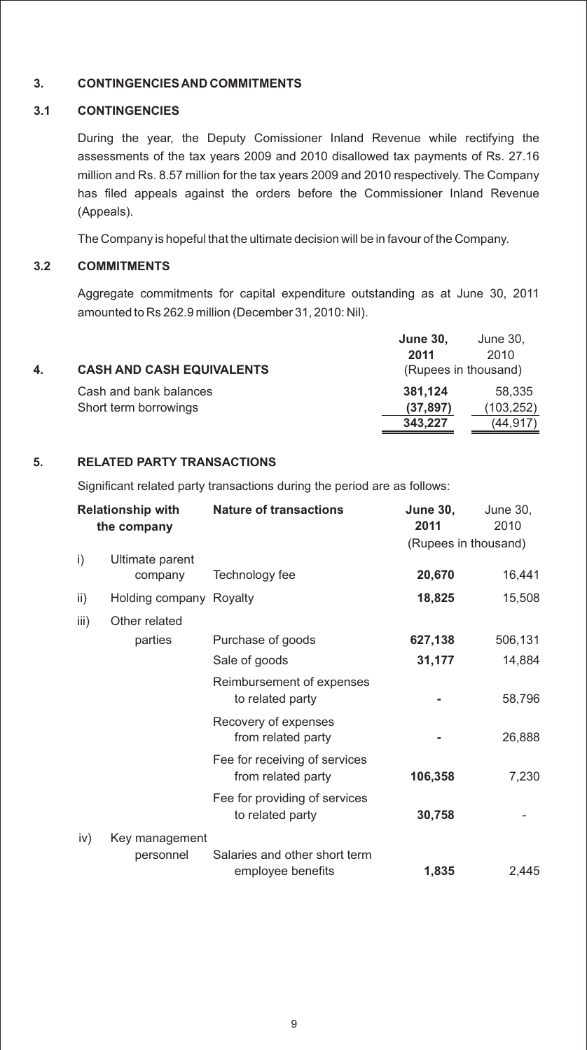## 3. CONTINGENCIES AND COMMITMENTS

### 3.1 CONTINGENCIES

During the year, the Deputy Comissioner Inland Revenue while rectifying the assessments of the tax years 2009 and 2010 disallowed tax payments of Rs. 27.16 million and Rs. 8.57 million for the tax years 2009 and 2010 respectively. The Company has filed appeals against the orders before the Commissioner Inland Revenue (Appeals).

The Company is hopeful that the ultimate decision will be in favour of the Company.

### 3.2 COMMITMENTS

Aggregate commitments for capital expenditure outstanding as at June 30, 2011 amounted to Rs 262.9 million (December 31, 2010: Nil).

## 4. CASH AND CASH EQUIVALENTS

| | **June 30, 2011** | June 30, 2010 |
|---|---|---|
| | (Rupees in thousand) | |
| Cash and bank balances | **381,124** | 58,335 |
| Short term borrowings | **(37,897)** | (103,252) |
| | **343,227** | (44,917) |

## 5. RELATED PARTY TRANSACTIONS

Significant related party transactions during the period are as follows:

| **Relationship with the company** | **Nature of transactions** | **June 30, 2011** | June 30, 2010 |
|---|---|---|---|
| | | (Rupees in thousand) | |
| i) Ultimate parent company | Technology fee | **20,670** | 16,441 |
| ii) Holding company | Royalty | **18,825** | 15,508 |
| iii) Other related parties | Purchase of goods | **627,138** | 506,131 |
| | Sale of goods | **31,177** | 14,884 |
| | Reimbursement of expenses to related party | **-** | 58,796 |
| | Recovery of expenses from related party | **-** | 26,888 |
| | Fee for receiving of services from related party | **106,358** | 7,230 |
| | Fee for providing of services to related party | **30,758** | - |
| iv) Key management personnel | Salaries and other short term employee benefits | **1,835** | 2,445 |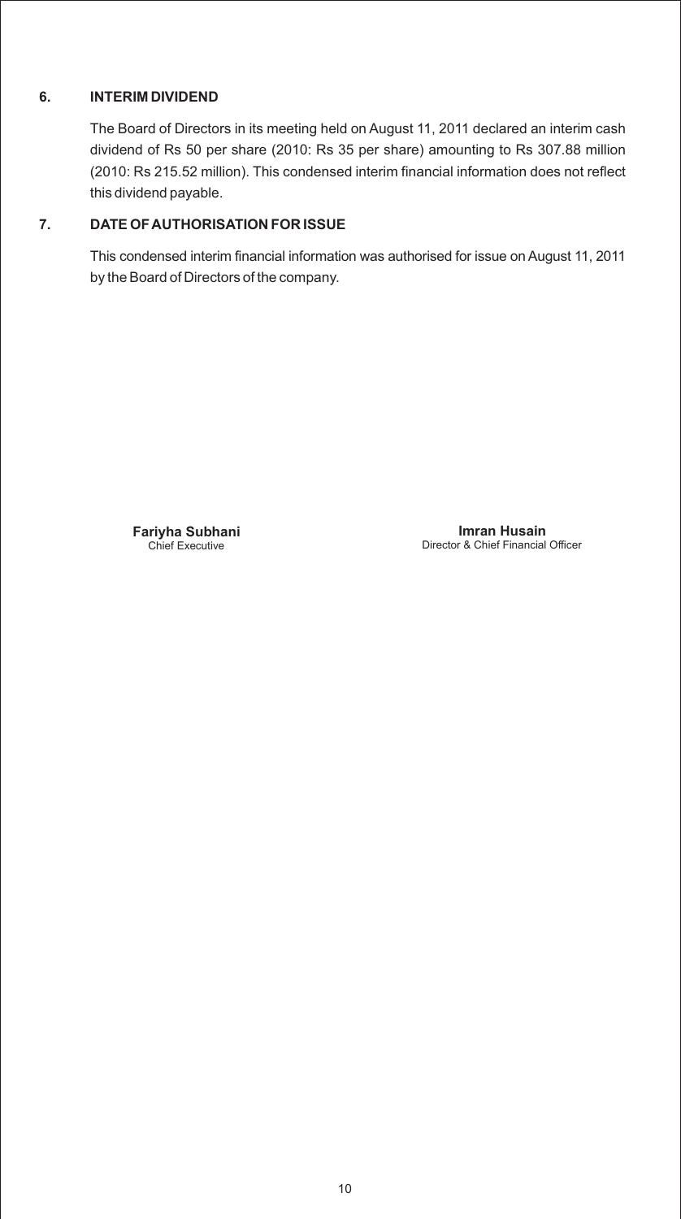## 6. INTERIM DIVIDEND

The Board of Directors in its meeting held on August 11, 2011 declared an interim cash dividend of Rs 50 per share (2010: Rs 35 per share) amounting to Rs 307.88 million (2010: Rs 215.52 million). This condensed interim financial information does not reflect this dividend payable.

## 7. DATE OF AUTHORISATION FOR ISSUE

This condensed interim financial information was authorised for issue on August 11, 2011 by the Board of Directors of the company.

**Fariyha Subhani**
Chief Executive

**Imran Husain**
Director & Chief Financial Officer